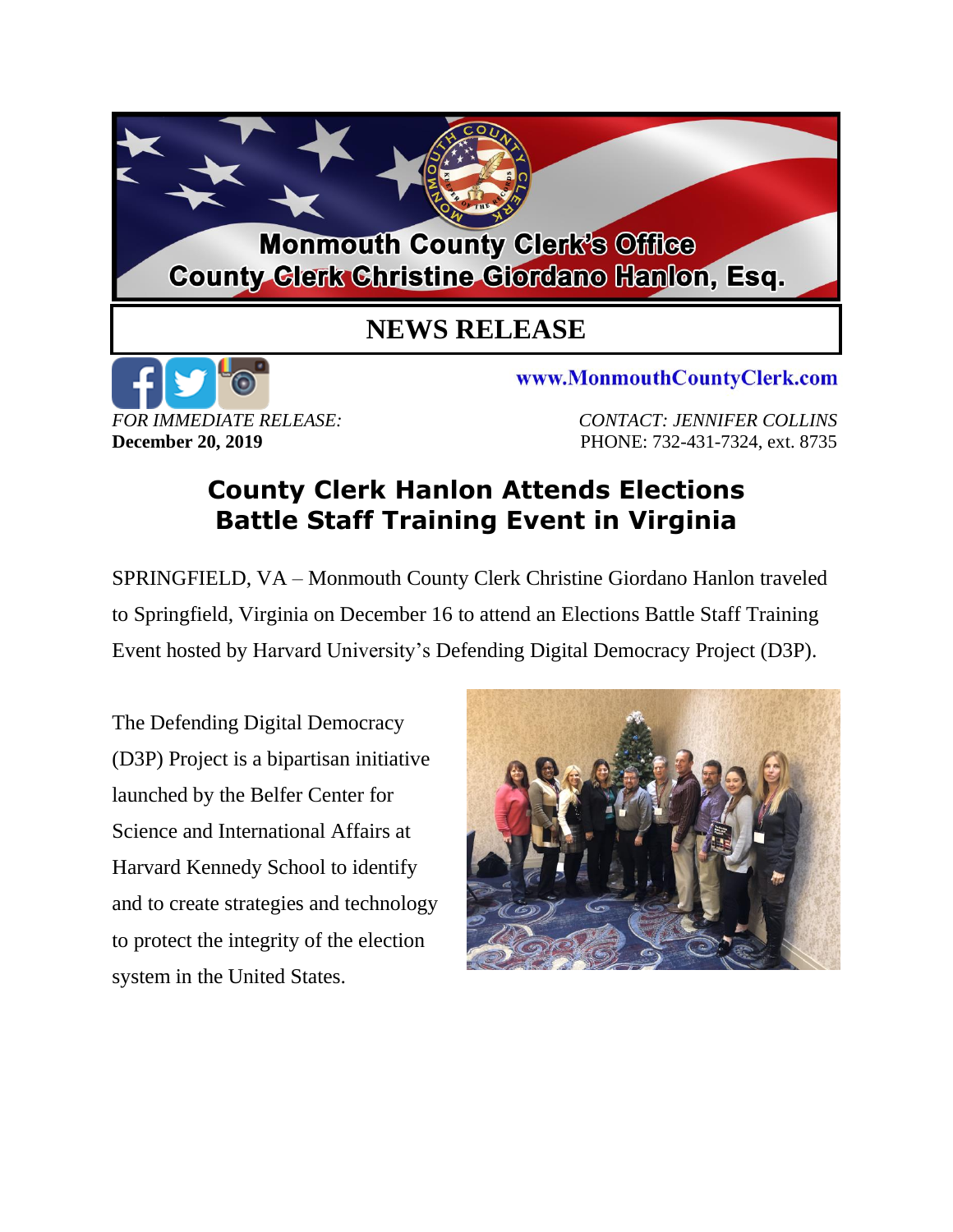Monmouth County Clerk's Office
County Clerk Christine Giordano Hanlon, Esq.

# NEWS RELEASE

www.MonmouthCountyClerk.com

*FOR IMMEDIATE RELEASE:*
**December 20, 2019**

*CONTACT: JENNIFER COLLINS*
PHONE: 732-431-7324, ext. 8735

## County Clerk Hanlon Attends Elections Battle Staff Training Event in Virginia

SPRINGFIELD, VA – Monmouth County Clerk Christine Giordano Hanlon traveled to Springfield, Virginia on December 16 to attend an Elections Battle Staff Training Event hosted by Harvard University's Defending Digital Democracy Project (D3P).

The Defending Digital Democracy (D3P) Project is a bipartisan initiative launched by the Belfer Center for Science and International Affairs at Harvard Kennedy School to identify and to create strategies and technology to protect the integrity of the election system in the United States.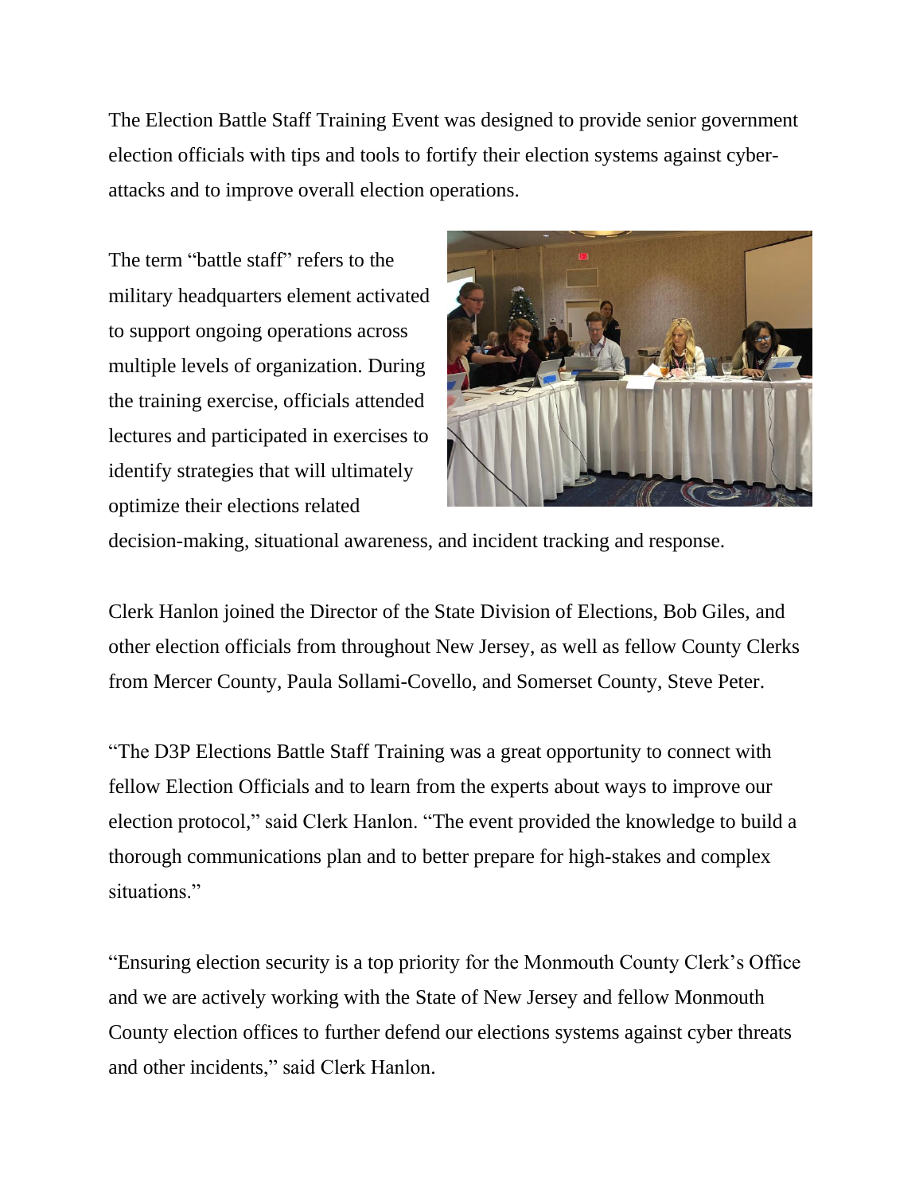The Election Battle Staff Training Event was designed to provide senior government election officials with tips and tools to fortify their election systems against cyber-attacks and to improve overall election operations.

The term "battle staff" refers to the military headquarters element activated to support ongoing operations across multiple levels of organization. During the training exercise, officials attended lectures and participated in exercises to identify strategies that will ultimately optimize their elections related decision-making, situational awareness, and incident tracking and response.

Clerk Hanlon joined the Director of the State Division of Elections, Bob Giles, and other election officials from throughout New Jersey, as well as fellow County Clerks from Mercer County, Paula Sollami-Covello, and Somerset County, Steve Peter.

"The D3P Elections Battle Staff Training was a great opportunity to connect with fellow Election Officials and to learn from the experts about ways to improve our election protocol," said Clerk Hanlon. "The event provided the knowledge to build a thorough communications plan and to better prepare for high-stakes and complex situations."

"Ensuring election security is a top priority for the Monmouth County Clerk's Office and we are actively working with the State of New Jersey and fellow Monmouth County election offices to further defend our elections systems against cyber threats and other incidents," said Clerk Hanlon.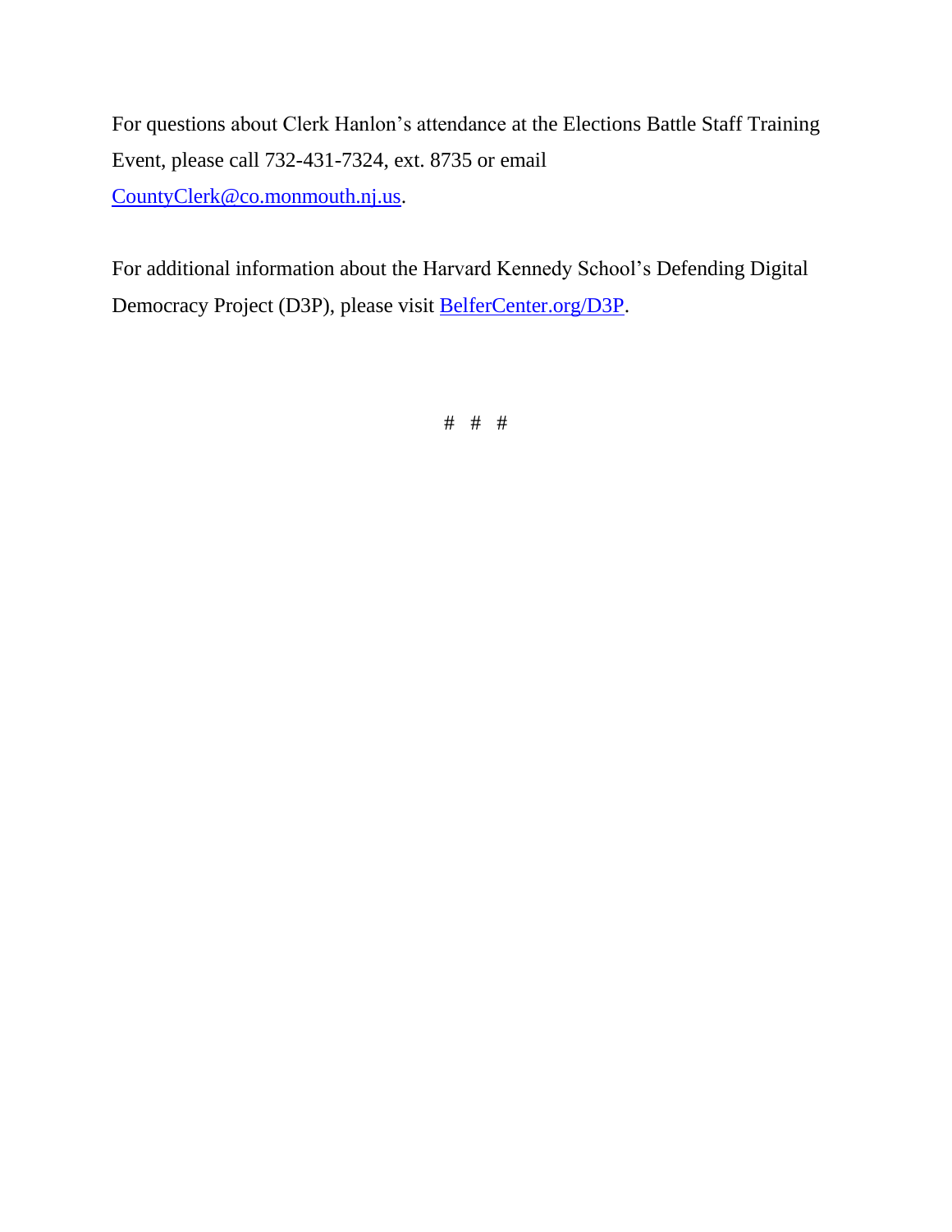For questions about Clerk Hanlon's attendance at the Elections Battle Staff Training Event, please call 732-431-7324, ext. 8735 or email CountyClerk@co.monmouth.nj.us.

For additional information about the Harvard Kennedy School's Defending Digital Democracy Project (D3P), please visit BelferCenter.org/D3P.

# # #